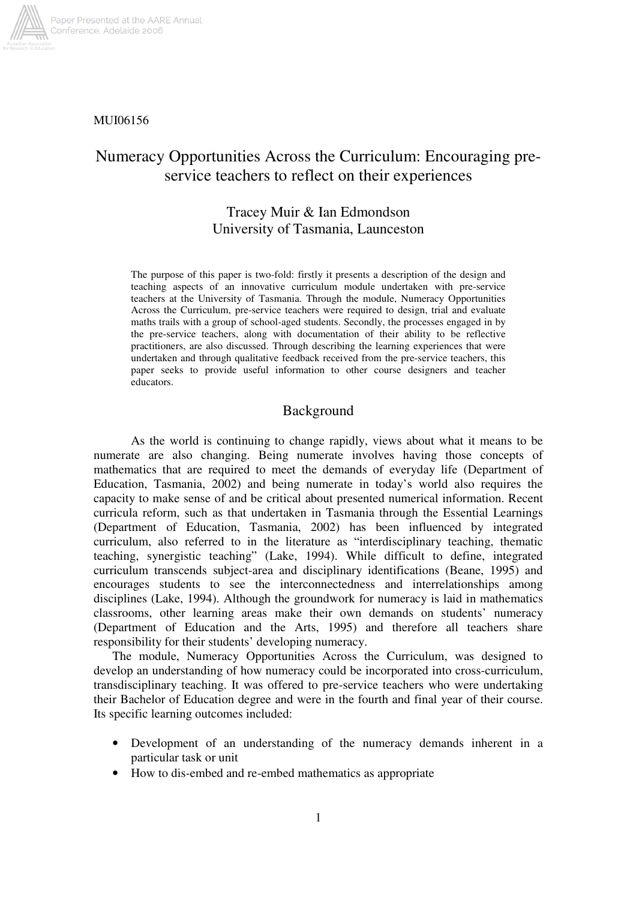MUI06156

# Numeracy Opportunities Across the Curriculum: Encouraging pre-service teachers to reflect on their experiences

Tracey Muir & Ian Edmondson
University of Tasmania, Launceston

The purpose of this paper is two-fold: firstly it presents a description of the design and teaching aspects of an innovative curriculum module undertaken with pre-service teachers at the University of Tasmania. Through the module, Numeracy Opportunities Across the Curriculum, pre-service teachers were required to design, trial and evaluate maths trails with a group of school-aged students. Secondly, the processes engaged in by the pre-service teachers, along with documentation of their ability to be reflective practitioners, are also discussed. Through describing the learning experiences that were undertaken and through qualitative feedback received from the pre-service teachers, this paper seeks to provide useful information to other course designers and teacher educators.

## Background

As the world is continuing to change rapidly, views about what it means to be numerate are also changing. Being numerate involves having those concepts of mathematics that are required to meet the demands of everyday life (Department of Education, Tasmania, 2002) and being numerate in today's world also requires the capacity to make sense of and be critical about presented numerical information. Recent curricula reform, such as that undertaken in Tasmania through the Essential Learnings (Department of Education, Tasmania, 2002) has been influenced by integrated curriculum, also referred to in the literature as "interdisciplinary teaching, thematic teaching, synergistic teaching" (Lake, 1994). While difficult to define, integrated curriculum transcends subject-area and disciplinary identifications (Beane, 1995) and encourages students to see the interconnectedness and interrelationships among disciplines (Lake, 1994). Although the groundwork for numeracy is laid in mathematics classrooms, other learning areas make their own demands on students' numeracy (Department of Education and the Arts, 1995) and therefore all teachers share responsibility for their students' developing numeracy.

The module, Numeracy Opportunities Across the Curriculum, was designed to develop an understanding of how numeracy could be incorporated into cross-curriculum, transdisciplinary teaching. It was offered to pre-service teachers who were undertaking their Bachelor of Education degree and were in the fourth and final year of their course. Its specific learning outcomes included:

- Development of an understanding of the numeracy demands inherent in a particular task or unit
- How to dis-embed and re-embed mathematics as appropriate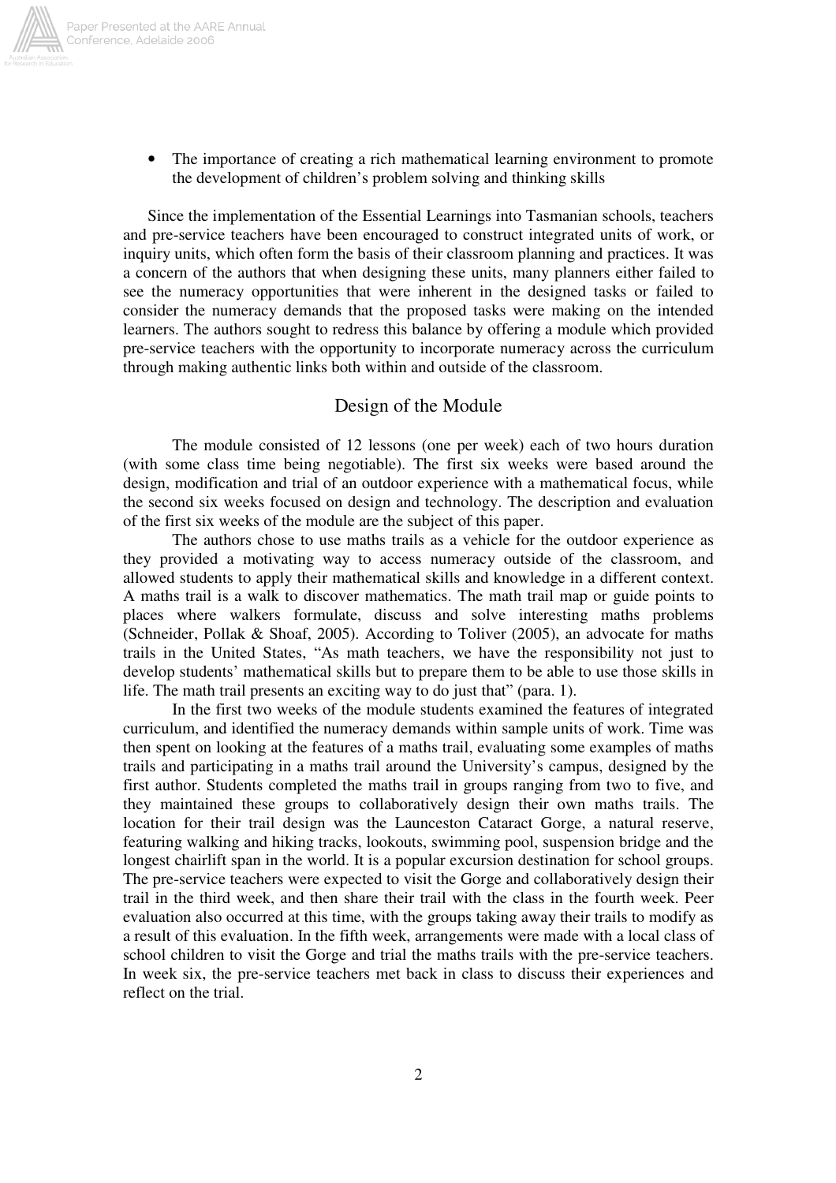- The importance of creating a rich mathematical learning environment to promote the development of children's problem solving and thinking skills

Since the implementation of the Essential Learnings into Tasmanian schools, teachers and pre-service teachers have been encouraged to construct integrated units of work, or inquiry units, which often form the basis of their classroom planning and practices. It was a concern of the authors that when designing these units, many planners either failed to see the numeracy opportunities that were inherent in the designed tasks or failed to consider the numeracy demands that the proposed tasks were making on the intended learners. The authors sought to redress this balance by offering a module which provided pre-service teachers with the opportunity to incorporate numeracy across the curriculum through making authentic links both within and outside of the classroom.

## Design of the Module

The module consisted of 12 lessons (one per week) each of two hours duration (with some class time being negotiable). The first six weeks were based around the design, modification and trial of an outdoor experience with a mathematical focus, while the second six weeks focused on design and technology. The description and evaluation of the first six weeks of the module are the subject of this paper.

The authors chose to use maths trails as a vehicle for the outdoor experience as they provided a motivating way to access numeracy outside of the classroom, and allowed students to apply their mathematical skills and knowledge in a different context. A maths trail is a walk to discover mathematics. The math trail map or guide points to places where walkers formulate, discuss and solve interesting maths problems (Schneider, Pollak & Shoaf, 2005). According to Toliver (2005), an advocate for maths trails in the United States, "As math teachers, we have the responsibility not just to develop students' mathematical skills but to prepare them to be able to use those skills in life. The math trail presents an exciting way to do just that" (para. 1).

In the first two weeks of the module students examined the features of integrated curriculum, and identified the numeracy demands within sample units of work. Time was then spent on looking at the features of a maths trail, evaluating some examples of maths trails and participating in a maths trail around the University's campus, designed by the first author. Students completed the maths trail in groups ranging from two to five, and they maintained these groups to collaboratively design their own maths trails. The location for their trail design was the Launceston Cataract Gorge, a natural reserve, featuring walking and hiking tracks, lookouts, swimming pool, suspension bridge and the longest chairlift span in the world. It is a popular excursion destination for school groups. The pre-service teachers were expected to visit the Gorge and collaboratively design their trail in the third week, and then share their trail with the class in the fourth week. Peer evaluation also occurred at this time, with the groups taking away their trails to modify as a result of this evaluation. In the fifth week, arrangements were made with a local class of school children to visit the Gorge and trial the maths trails with the pre-service teachers. In week six, the pre-service teachers met back in class to discuss their experiences and reflect on the trial.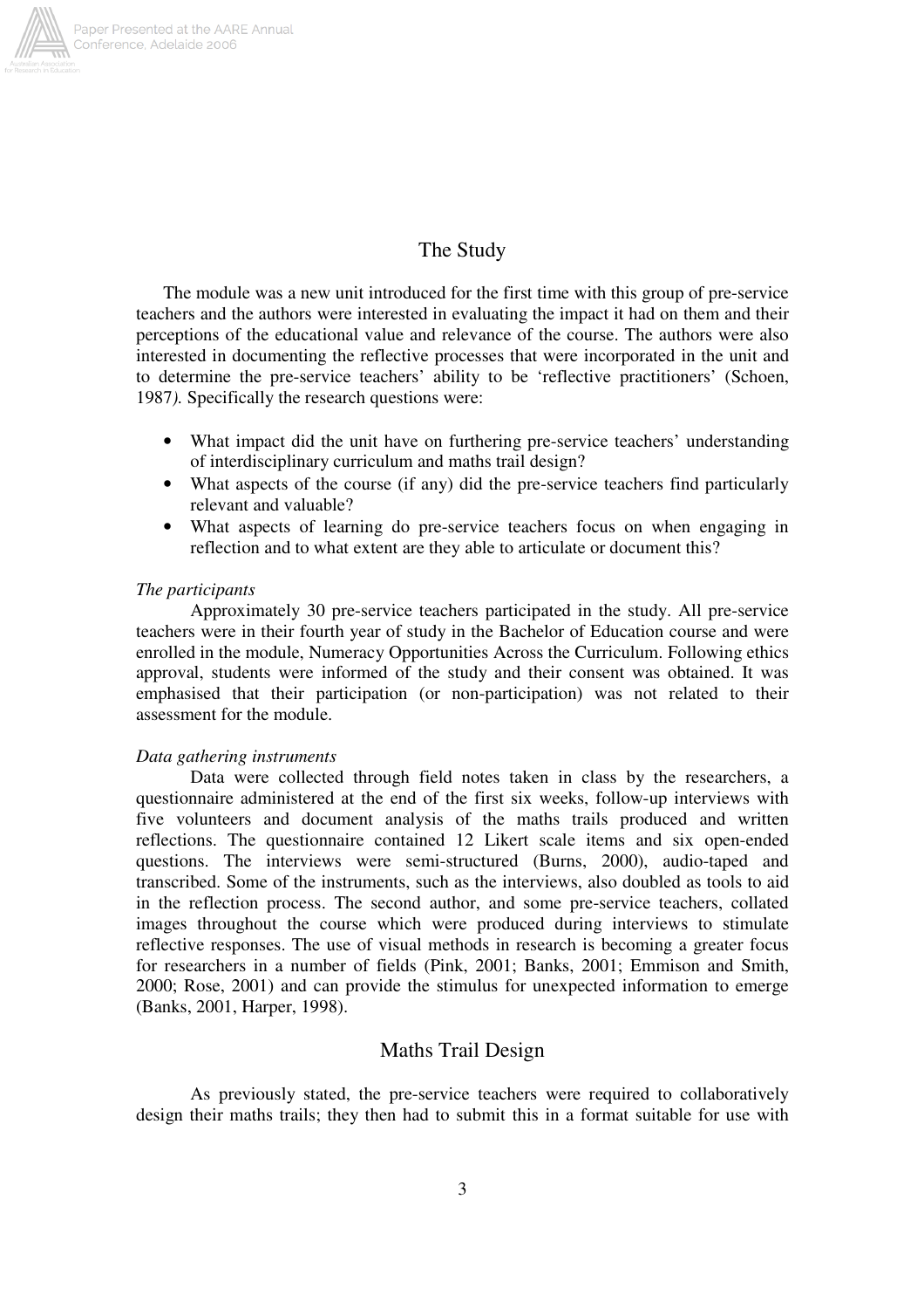## The Study

The module was a new unit introduced for the first time with this group of pre-service teachers and the authors were interested in evaluating the impact it had on them and their perceptions of the educational value and relevance of the course. The authors were also interested in documenting the reflective processes that were incorporated in the unit and to determine the pre-service teachers' ability to be 'reflective practitioners' (Schoen, 1987*)*. Specifically the research questions were:

- What impact did the unit have on furthering pre-service teachers' understanding of interdisciplinary curriculum and maths trail design?
- What aspects of the course (if any) did the pre-service teachers find particularly relevant and valuable?
- What aspects of learning do pre-service teachers focus on when engaging in reflection and to what extent are they able to articulate or document this?

*The participants*

Approximately 30 pre-service teachers participated in the study. All pre-service teachers were in their fourth year of study in the Bachelor of Education course and were enrolled in the module, Numeracy Opportunities Across the Curriculum. Following ethics approval, students were informed of the study and their consent was obtained. It was emphasised that their participation (or non-participation) was not related to their assessment for the module.

*Data gathering instruments*

Data were collected through field notes taken in class by the researchers, a questionnaire administered at the end of the first six weeks, follow-up interviews with five volunteers and document analysis of the maths trails produced and written reflections. The questionnaire contained 12 Likert scale items and six open-ended questions. The interviews were semi-structured (Burns, 2000), audio-taped and transcribed. Some of the instruments, such as the interviews, also doubled as tools to aid in the reflection process. The second author, and some pre-service teachers, collated images throughout the course which were produced during interviews to stimulate reflective responses. The use of visual methods in research is becoming a greater focus for researchers in a number of fields (Pink, 2001; Banks, 2001; Emmison and Smith, 2000; Rose, 2001) and can provide the stimulus for unexpected information to emerge (Banks, 2001, Harper, 1998).

## Maths Trail Design

As previously stated, the pre-service teachers were required to collaboratively design their maths trails; they then had to submit this in a format suitable for use with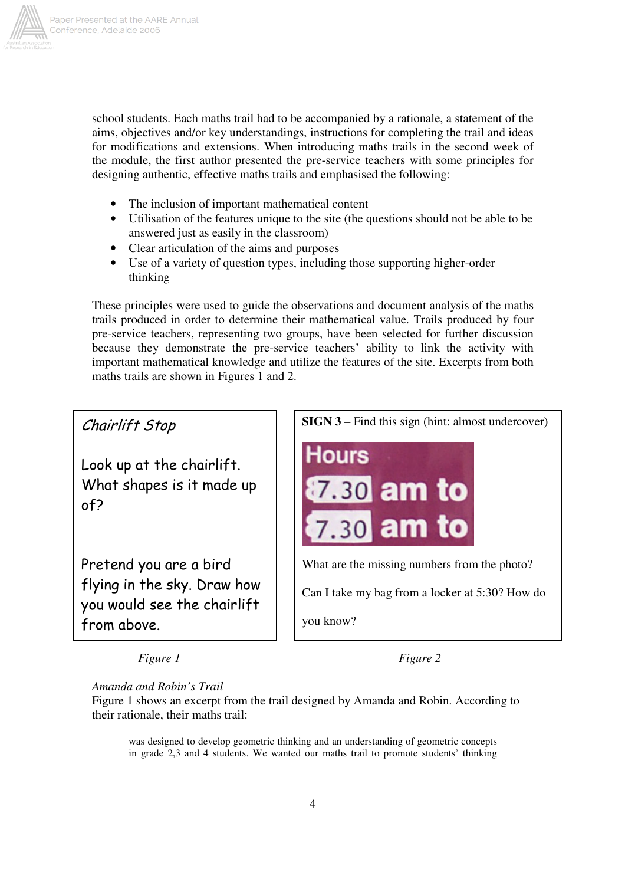school students. Each maths trail had to be accompanied by a rationale, a statement of the aims, objectives and/or key understandings, instructions for completing the trail and ideas for modifications and extensions. When introducing maths trails in the second week of the module, the first author presented the pre-service teachers with some principles for designing authentic, effective maths trails and emphasised the following:

- The inclusion of important mathematical content
- Utilisation of the features unique to the site (the questions should not be able to be answered just as easily in the classroom)
- Clear articulation of the aims and purposes
- Use of a variety of question types, including those supporting higher-order thinking

These principles were used to guide the observations and document analysis of the maths trails produced in order to determine their mathematical value. Trails produced by four pre-service teachers, representing two groups, have been selected for further discussion because they demonstrate the pre-service teachers' ability to link the activity with important mathematical knowledge and utilize the features of the site. Excerpts from both maths trails are shown in Figures 1 and 2.

*Chairlift Stop*

Look up at the chairlift. What shapes is it made up of?

Pretend you are a bird flying in the sky. Draw how you would see the chairlift from above.

*Figure 1*

**SIGN 3** – Find this sign (hint: almost undercover)

Hours
7.30 am to
7.30 am to

What are the missing numbers from the photo?

Can I take my bag from a locker at 5:30? How do you know?

*Figure 2*

*Amanda and Robin's Trail*

Figure 1 shows an excerpt from the trail designed by Amanda and Robin. According to their rationale, their maths trail:

> was designed to develop geometric thinking and an understanding of geometric concepts in grade 2,3 and 4 students. We wanted our maths trail to promote students' thinking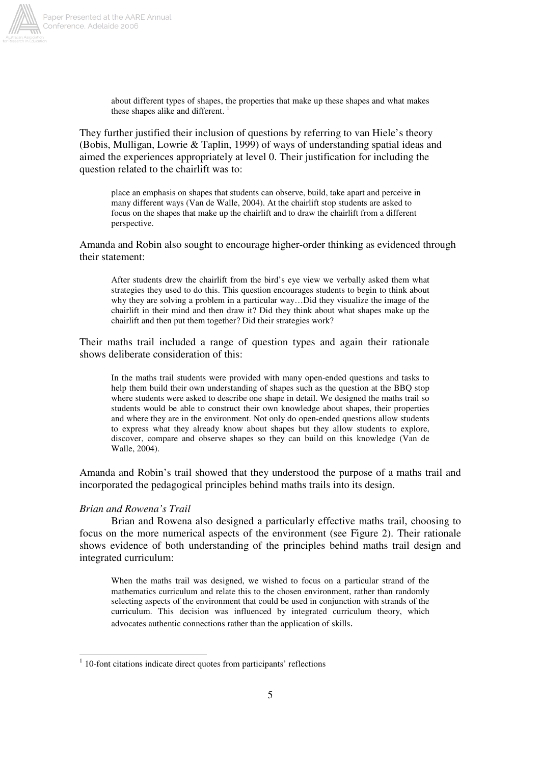> about different types of shapes, the properties that make up these shapes and what makes these shapes alike and different. [1]

They further justified their inclusion of questions by referring to van Hiele's theory (Bobis, Mulligan, Lowrie & Taplin, 1999) of ways of understanding spatial ideas and aimed the experiences appropriately at level 0. Their justification for including the question related to the chairlift was to:

> place an emphasis on shapes that students can observe, build, take apart and perceive in many different ways (Van de Walle, 2004). At the chairlift stop students are asked to focus on the shapes that make up the chairlift and to draw the chairlift from a different perspective.

Amanda and Robin also sought to encourage higher-order thinking as evidenced through their statement:

> After students drew the chairlift from the bird's eye view we verbally asked them what strategies they used to do this. This question encourages students to begin to think about why they are solving a problem in a particular way…Did they visualize the image of the chairlift in their mind and then draw it? Did they think about what shapes make up the chairlift and then put them together? Did their strategies work?

Their maths trail included a range of question types and again their rationale shows deliberate consideration of this:

> In the maths trail students were provided with many open-ended questions and tasks to help them build their own understanding of shapes such as the question at the BBQ stop where students were asked to describe one shape in detail. We designed the maths trail so students would be able to construct their own knowledge about shapes, their properties and where they are in the environment. Not only do open-ended questions allow students to express what they already know about shapes but they allow students to explore, discover, compare and observe shapes so they can build on this knowledge (Van de Walle, 2004).

Amanda and Robin's trail showed that they understood the purpose of a maths trail and incorporated the pedagogical principles behind maths trails into its design.

*Brian and Rowena's Trail*

Brian and Rowena also designed a particularly effective maths trail, choosing to focus on the more numerical aspects of the environment (see Figure 2). Their rationale shows evidence of both understanding of the principles behind maths trail design and integrated curriculum:

> When the maths trail was designed, we wished to focus on a particular strand of the mathematics curriculum and relate this to the chosen environment, rather than randomly selecting aspects of the environment that could be used in conjunction with strands of the curriculum. This decision was influenced by integrated curriculum theory, which advocates authentic connections rather than the application of skills.

---

[1] 10-font citations indicate direct quotes from participants' reflections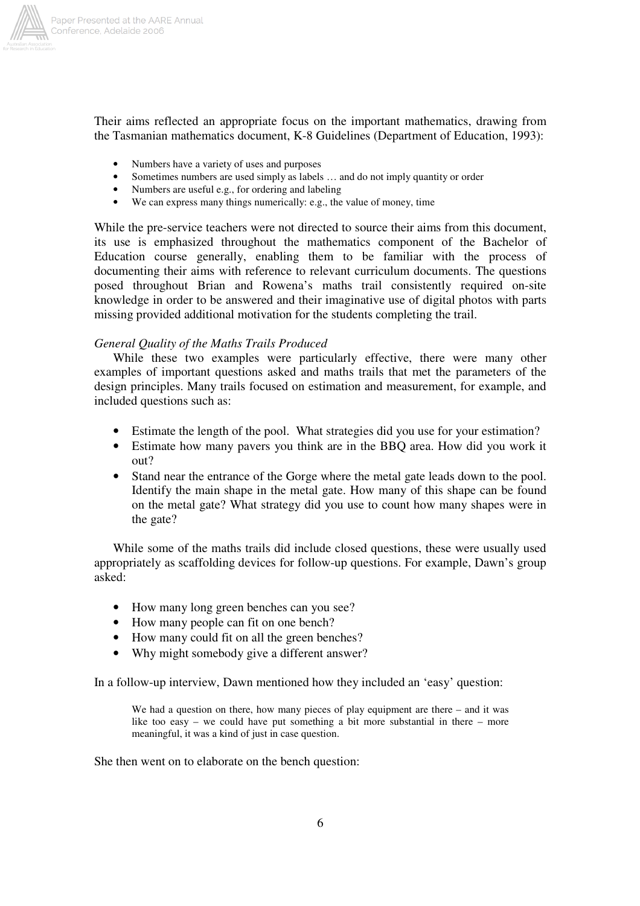Their aims reflected an appropriate focus on the important mathematics, drawing from the Tasmanian mathematics document, K-8 Guidelines (Department of Education, 1993):

- Numbers have a variety of uses and purposes
- Sometimes numbers are used simply as labels … and do not imply quantity or order
- Numbers are useful e.g., for ordering and labeling
- We can express many things numerically: e.g., the value of money, time

While the pre-service teachers were not directed to source their aims from this document, its use is emphasized throughout the mathematics component of the Bachelor of Education course generally, enabling them to be familiar with the process of documenting their aims with reference to relevant curriculum documents. The questions posed throughout Brian and Rowena's maths trail consistently required on-site knowledge in order to be answered and their imaginative use of digital photos with parts missing provided additional motivation for the students completing the trail.

*General Quality of the Maths Trails Produced*

While these two examples were particularly effective, there were many other examples of important questions asked and maths trails that met the parameters of the design principles. Many trails focused on estimation and measurement, for example, and included questions such as:

- Estimate the length of the pool. What strategies did you use for your estimation?
- Estimate how many pavers you think are in the BBQ area. How did you work it out?
- Stand near the entrance of the Gorge where the metal gate leads down to the pool. Identify the main shape in the metal gate. How many of this shape can be found on the metal gate? What strategy did you use to count how many shapes were in the gate?

While some of the maths trails did include closed questions, these were usually used appropriately as scaffolding devices for follow-up questions. For example, Dawn's group asked:

- How many long green benches can you see?
- How many people can fit on one bench?
- How many could fit on all the green benches?
- Why might somebody give a different answer?

In a follow-up interview, Dawn mentioned how they included an 'easy' question:

> We had a question on there, how many pieces of play equipment are there – and it was like too easy – we could have put something a bit more substantial in there – more meaningful, it was a kind of just in case question.

She then went on to elaborate on the bench question: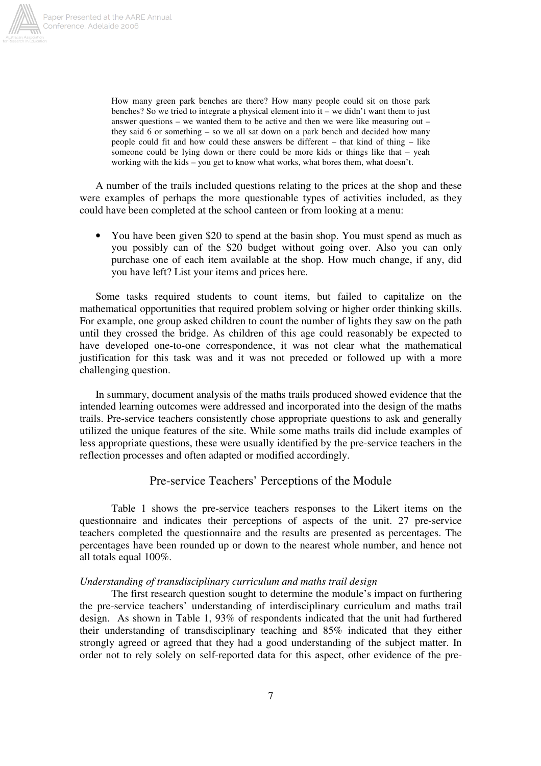> How many green park benches are there? How many people could sit on those park benches? So we tried to integrate a physical element into it – we didn't want them to just answer questions – we wanted them to be active and then we were like measuring out – they said 6 or something – so we all sat down on a park bench and decided how many people could fit and how could these answers be different – that kind of thing – like someone could be lying down or there could be more kids or things like that – yeah working with the kids – you get to know what works, what bores them, what doesn't.

A number of the trails included questions relating to the prices at the shop and these were examples of perhaps the more questionable types of activities included, as they could have been completed at the school canteen or from looking at a menu:

- You have been given $20 to spend at the basin shop. You must spend as much as you possibly can of the $20 budget without going over. Also you can only purchase one of each item available at the shop. How much change, if any, did you have left? List your items and prices here.

Some tasks required students to count items, but failed to capitalize on the mathematical opportunities that required problem solving or higher order thinking skills. For example, one group asked children to count the number of lights they saw on the path until they crossed the bridge. As children of this age could reasonably be expected to have developed one-to-one correspondence, it was not clear what the mathematical justification for this task was and it was not preceded or followed up with a more challenging question.

In summary, document analysis of the maths trails produced showed evidence that the intended learning outcomes were addressed and incorporated into the design of the maths trails. Pre-service teachers consistently chose appropriate questions to ask and generally utilized the unique features of the site. While some maths trails did include examples of less appropriate questions, these were usually identified by the pre-service teachers in the reflection processes and often adapted or modified accordingly.

## Pre-service Teachers' Perceptions of the Module

Table 1 shows the pre-service teachers responses to the Likert items on the questionnaire and indicates their perceptions of aspects of the unit. 27 pre-service teachers completed the questionnaire and the results are presented as percentages. The percentages have been rounded up or down to the nearest whole number, and hence not all totals equal 100%.

*Understanding of transdisciplinary curriculum and maths trail design*

The first research question sought to determine the module's impact on furthering the pre-service teachers' understanding of interdisciplinary curriculum and maths trail design. As shown in Table 1, 93% of respondents indicated that the unit had furthered their understanding of transdisciplinary teaching and 85% indicated that they either strongly agreed or agreed that they had a good understanding of the subject matter. In order not to rely solely on self-reported data for this aspect, other evidence of the pre-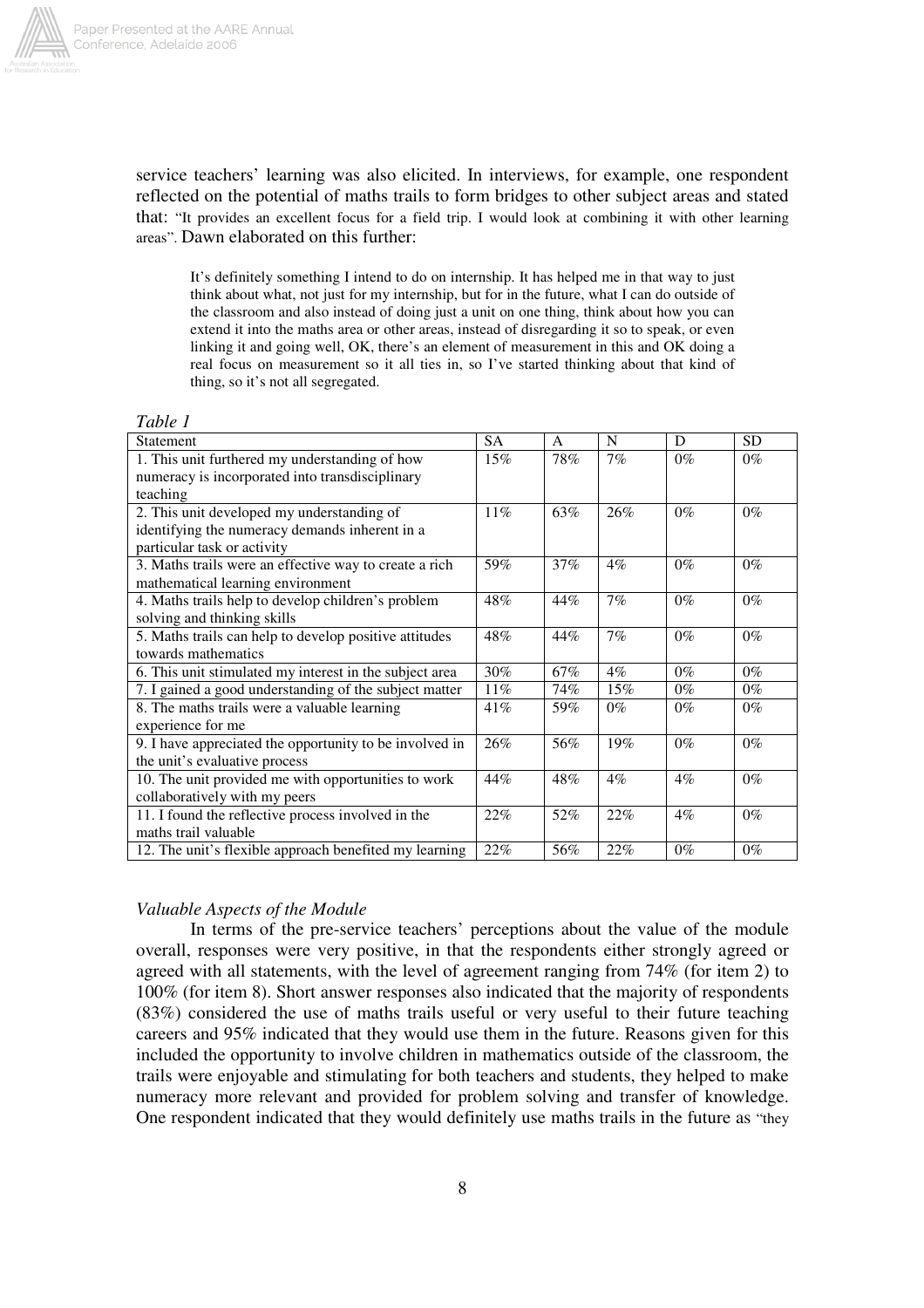service teachers' learning was also elicited. In interviews, for example, one respondent reflected on the potential of maths trails to form bridges to other subject areas and stated that: "It provides an excellent focus for a field trip. I would look at combining it with other learning areas". Dawn elaborated on this further:

> It's definitely something I intend to do on internship. It has helped me in that way to just think about what, not just for my internship, but for in the future, what I can do outside of the classroom and also instead of doing just a unit on one thing, think about how you can extend it into the maths area or other areas, instead of disregarding it so to speak, or even linking it and going well, OK, there's an element of measurement in this and OK doing a real focus on measurement so it all ties in, so I've started thinking about that kind of thing, so it's not all segregated.

*Table 1*

| Statement | SA | A | N | D | SD |
|---|---|---|---|---|---|
| 1. This unit furthered my understanding of how numeracy is incorporated into transdisciplinary teaching | 15% | 78% | 7% | 0% | 0% |
| 2. This unit developed my understanding of identifying the numeracy demands inherent in a particular task or activity | 11% | 63% | 26% | 0% | 0% |
| 3. Maths trails were an effective way to create a rich mathematical learning environment | 59% | 37% | 4% | 0% | 0% |
| 4. Maths trails help to develop children's problem solving and thinking skills | 48% | 44% | 7% | 0% | 0% |
| 5. Maths trails can help to develop positive attitudes towards mathematics | 48% | 44% | 7% | 0% | 0% |
| 6. This unit stimulated my interest in the subject area | 30% | 67% | 4% | 0% | 0% |
| 7. I gained a good understanding of the subject matter | 11% | 74% | 15% | 0% | 0% |
| 8. The maths trails were a valuable learning experience for me | 41% | 59% | 0% | 0% | 0% |
| 9. I have appreciated the opportunity to be involved in the unit's evaluative process | 26% | 56% | 19% | 0% | 0% |
| 10. The unit provided me with opportunities to work collaboratively with my peers | 44% | 48% | 4% | 4% | 0% |
| 11. I found the reflective process involved in the maths trail valuable | 22% | 52% | 22% | 4% | 0% |
| 12. The unit's flexible approach benefited my learning | 22% | 56% | 22% | 0% | 0% |

*Valuable Aspects of the Module*

In terms of the pre-service teachers' perceptions about the value of the module overall, responses were very positive, in that the respondents either strongly agreed or agreed with all statements, with the level of agreement ranging from 74% (for item 2) to 100% (for item 8). Short answer responses also indicated that the majority of respondents (83%) considered the use of maths trails useful or very useful to their future teaching careers and 95% indicated that they would use them in the future. Reasons given for this included the opportunity to involve children in mathematics outside of the classroom, the trails were enjoyable and stimulating for both teachers and students, they helped to make numeracy more relevant and provided for problem solving and transfer of knowledge. One respondent indicated that they would definitely use maths trails in the future as "they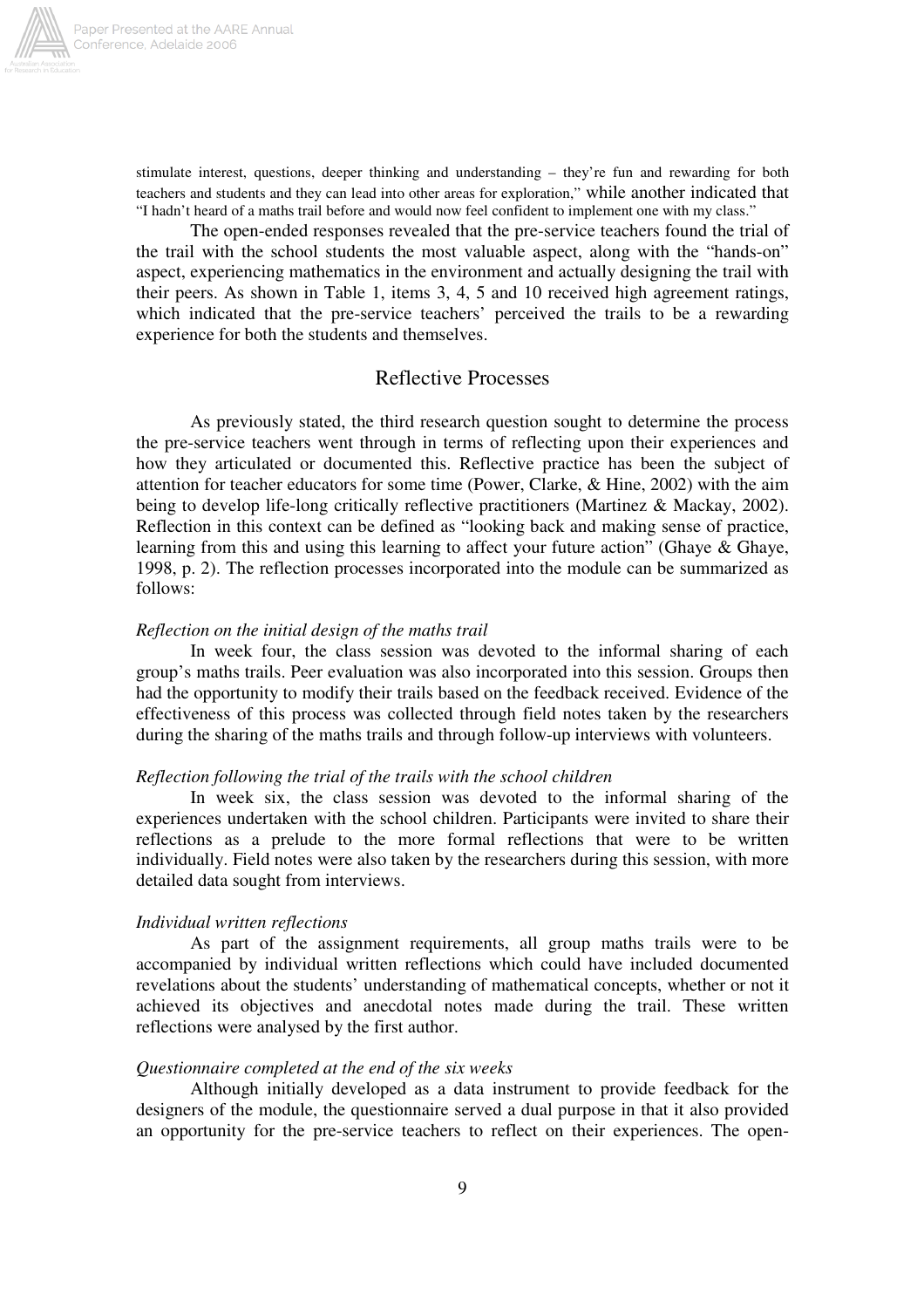stimulate interest, questions, deeper thinking and understanding – they're fun and rewarding for both teachers and students and they can lead into other areas for exploration," while another indicated that "I hadn't heard of a maths trail before and would now feel confident to implement one with my class."

The open-ended responses revealed that the pre-service teachers found the trial of the trail with the school students the most valuable aspect, along with the "hands-on" aspect, experiencing mathematics in the environment and actually designing the trail with their peers. As shown in Table 1, items 3, 4, 5 and 10 received high agreement ratings, which indicated that the pre-service teachers' perceived the trails to be a rewarding experience for both the students and themselves.

## Reflective Processes

As previously stated, the third research question sought to determine the process the pre-service teachers went through in terms of reflecting upon their experiences and how they articulated or documented this. Reflective practice has been the subject of attention for teacher educators for some time (Power, Clarke, & Hine, 2002) with the aim being to develop life-long critically reflective practitioners (Martinez & Mackay, 2002). Reflection in this context can be defined as "looking back and making sense of practice, learning from this and using this learning to affect your future action" (Ghaye & Ghaye, 1998, p. 2). The reflection processes incorporated into the module can be summarized as follows:

*Reflection on the initial design of the maths trail*

In week four, the class session was devoted to the informal sharing of each group's maths trails. Peer evaluation was also incorporated into this session. Groups then had the opportunity to modify their trails based on the feedback received. Evidence of the effectiveness of this process was collected through field notes taken by the researchers during the sharing of the maths trails and through follow-up interviews with volunteers.

*Reflection following the trial of the trails with the school children*

In week six, the class session was devoted to the informal sharing of the experiences undertaken with the school children. Participants were invited to share their reflections as a prelude to the more formal reflections that were to be written individually. Field notes were also taken by the researchers during this session, with more detailed data sought from interviews.

*Individual written reflections*

As part of the assignment requirements, all group maths trails were to be accompanied by individual written reflections which could have included documented revelations about the students' understanding of mathematical concepts, whether or not it achieved its objectives and anecdotal notes made during the trail. These written reflections were analysed by the first author.

*Questionnaire completed at the end of the six weeks*

Although initially developed as a data instrument to provide feedback for the designers of the module, the questionnaire served a dual purpose in that it also provided an opportunity for the pre-service teachers to reflect on their experiences. The open-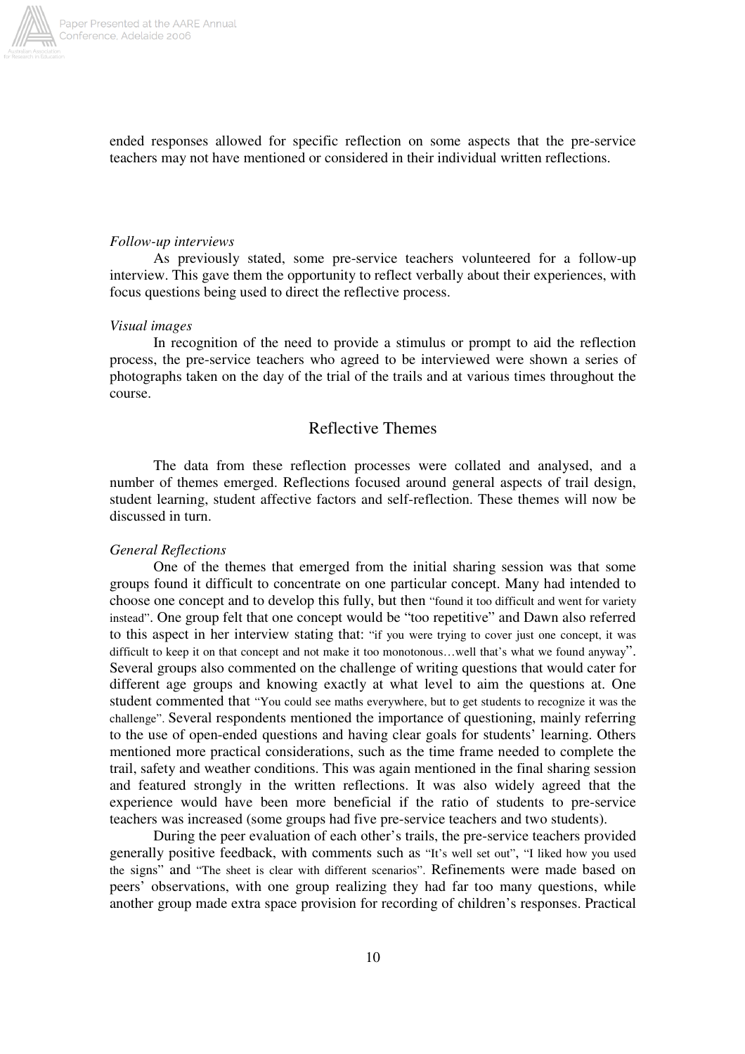ended responses allowed for specific reflection on some aspects that the pre-service teachers may not have mentioned or considered in their individual written reflections.

*Follow-up interviews*

As previously stated, some pre-service teachers volunteered for a follow-up interview. This gave them the opportunity to reflect verbally about their experiences, with focus questions being used to direct the reflective process.

*Visual images*

In recognition of the need to provide a stimulus or prompt to aid the reflection process, the pre-service teachers who agreed to be interviewed were shown a series of photographs taken on the day of the trial of the trails and at various times throughout the course.

## Reflective Themes

The data from these reflection processes were collated and analysed, and a number of themes emerged. Reflections focused around general aspects of trail design, student learning, student affective factors and self-reflection. These themes will now be discussed in turn.

*General Reflections*

One of the themes that emerged from the initial sharing session was that some groups found it difficult to concentrate on one particular concept. Many had intended to choose one concept and to develop this fully, but then "found it too difficult and went for variety instead". One group felt that one concept would be "too repetitive" and Dawn also referred to this aspect in her interview stating that: "if you were trying to cover just one concept, it was difficult to keep it on that concept and not make it too monotonous…well that's what we found anyway". Several groups also commented on the challenge of writing questions that would cater for different age groups and knowing exactly at what level to aim the questions at. One student commented that "You could see maths everywhere, but to get students to recognize it was the challenge". Several respondents mentioned the importance of questioning, mainly referring to the use of open-ended questions and having clear goals for students' learning. Others mentioned more practical considerations, such as the time frame needed to complete the trail, safety and weather conditions. This was again mentioned in the final sharing session and featured strongly in the written reflections. It was also widely agreed that the experience would have been more beneficial if the ratio of students to pre-service teachers was increased (some groups had five pre-service teachers and two students).

During the peer evaluation of each other's trails, the pre-service teachers provided generally positive feedback, with comments such as "It's well set out", "I liked how you used the signs" and "The sheet is clear with different scenarios". Refinements were made based on peers' observations, with one group realizing they had far too many questions, while another group made extra space provision for recording of children's responses. Practical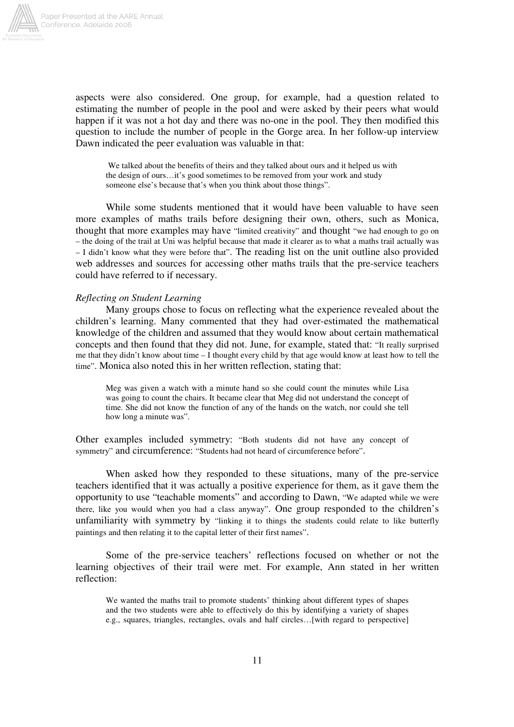aspects were also considered. One group, for example, had a question related to estimating the number of people in the pool and were asked by their peers what would happen if it was not a hot day and there was no-one in the pool. They then modified this question to include the number of people in the Gorge area. In her follow-up interview Dawn indicated the peer evaluation was valuable in that:

> We talked about the benefits of theirs and they talked about ours and it helped us with the design of ours…it's good sometimes to be removed from your work and study someone else's because that's when you think about those things".

While some students mentioned that it would have been valuable to have seen more examples of maths trails before designing their own, others, such as Monica, thought that more examples may have "limited creativity" and thought "we had enough to go on – the doing of the trail at Uni was helpful because that made it clearer as to what a maths trail actually was – I didn't know what they were before that". The reading list on the unit outline also provided web addresses and sources for accessing other maths trails that the pre-service teachers could have referred to if necessary.

*Reflecting on Student Learning*

Many groups chose to focus on reflecting what the experience revealed about the children's learning. Many commented that they had over-estimated the mathematical knowledge of the children and assumed that they would know about certain mathematical concepts and then found that they did not. June, for example, stated that: "It really surprised me that they didn't know about time – I thought every child by that age would know at least how to tell the time". Monica also noted this in her written reflection, stating that:

> Meg was given a watch with a minute hand so she could count the minutes while Lisa was going to count the chairs. It became clear that Meg did not understand the concept of time. She did not know the function of any of the hands on the watch, nor could she tell how long a minute was".

Other examples included symmetry: "Both students did not have any concept of symmetry" and circumference: "Students had not heard of circumference before".

When asked how they responded to these situations, many of the pre-service teachers identified that it was actually a positive experience for them, as it gave them the opportunity to use "teachable moments" and according to Dawn, "We adapted while we were there, like you would when you had a class anyway". One group responded to the children's unfamiliarity with symmetry by "linking it to things the students could relate to like butterfly paintings and then relating it to the capital letter of their first names".

Some of the pre-service teachers' reflections focused on whether or not the learning objectives of their trail were met. For example, Ann stated in her written reflection:

> We wanted the maths trail to promote students' thinking about different types of shapes and the two students were able to effectively do this by identifying a variety of shapes e.g., squares, triangles, rectangles, ovals and half circles…[with regard to perspective]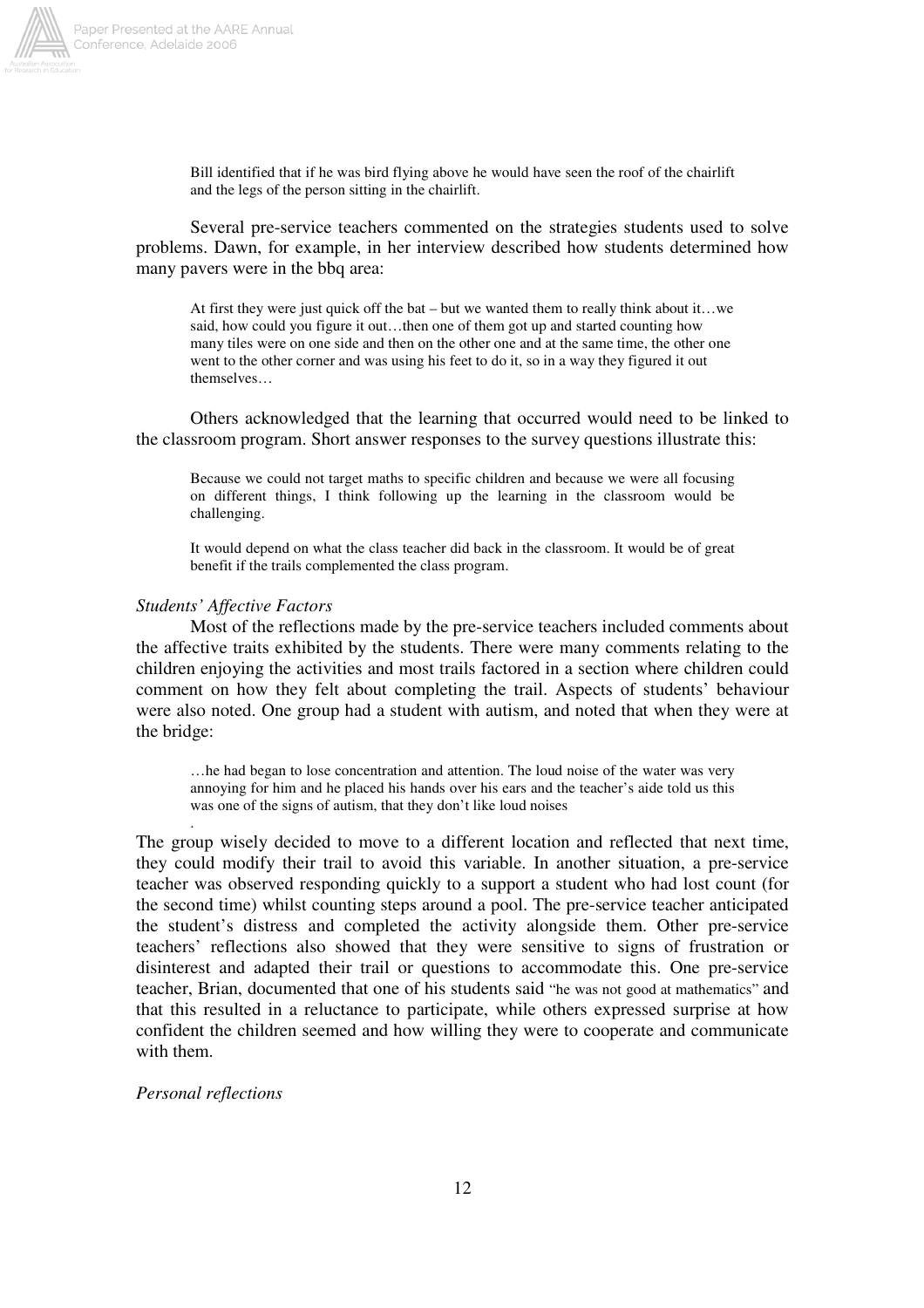> Bill identified that if he was bird flying above he would have seen the roof of the chairlift and the legs of the person sitting in the chairlift.

Several pre-service teachers commented on the strategies students used to solve problems. Dawn, for example, in her interview described how students determined how many pavers were in the bbq area:

> At first they were just quick off the bat – but we wanted them to really think about it…we said, how could you figure it out…then one of them got up and started counting how many tiles were on one side and then on the other one and at the same time, the other one went to the other corner and was using his feet to do it, so in a way they figured it out themselves…

Others acknowledged that the learning that occurred would need to be linked to the classroom program. Short answer responses to the survey questions illustrate this:

> Because we could not target maths to specific children and because we were all focusing on different things, I think following up the learning in the classroom would be challenging.

> It would depend on what the class teacher did back in the classroom. It would be of great benefit if the trails complemented the class program.

*Students' Affective Factors*

Most of the reflections made by the pre-service teachers included comments about the affective traits exhibited by the students. There were many comments relating to the children enjoying the activities and most trails factored in a section where children could comment on how they felt about completing the trail. Aspects of students' behaviour were also noted. One group had a student with autism, and noted that when they were at the bridge:

> …he had began to lose concentration and attention. The loud noise of the water was very annoying for him and he placed his hands over his ears and the teacher's aide told us this was one of the signs of autism, that they don't like loud noises
>
> .

The group wisely decided to move to a different location and reflected that next time, they could modify their trail to avoid this variable. In another situation, a pre-service teacher was observed responding quickly to a support a student who had lost count (for the second time) whilst counting steps around a pool. The pre-service teacher anticipated the student's distress and completed the activity alongside them. Other pre-service teachers' reflections also showed that they were sensitive to signs of frustration or disinterest and adapted their trail or questions to accommodate this. One pre-service teacher, Brian, documented that one of his students said "he was not good at mathematics" and that this resulted in a reluctance to participate, while others expressed surprise at how confident the children seemed and how willing they were to cooperate and communicate with them.

*Personal reflections*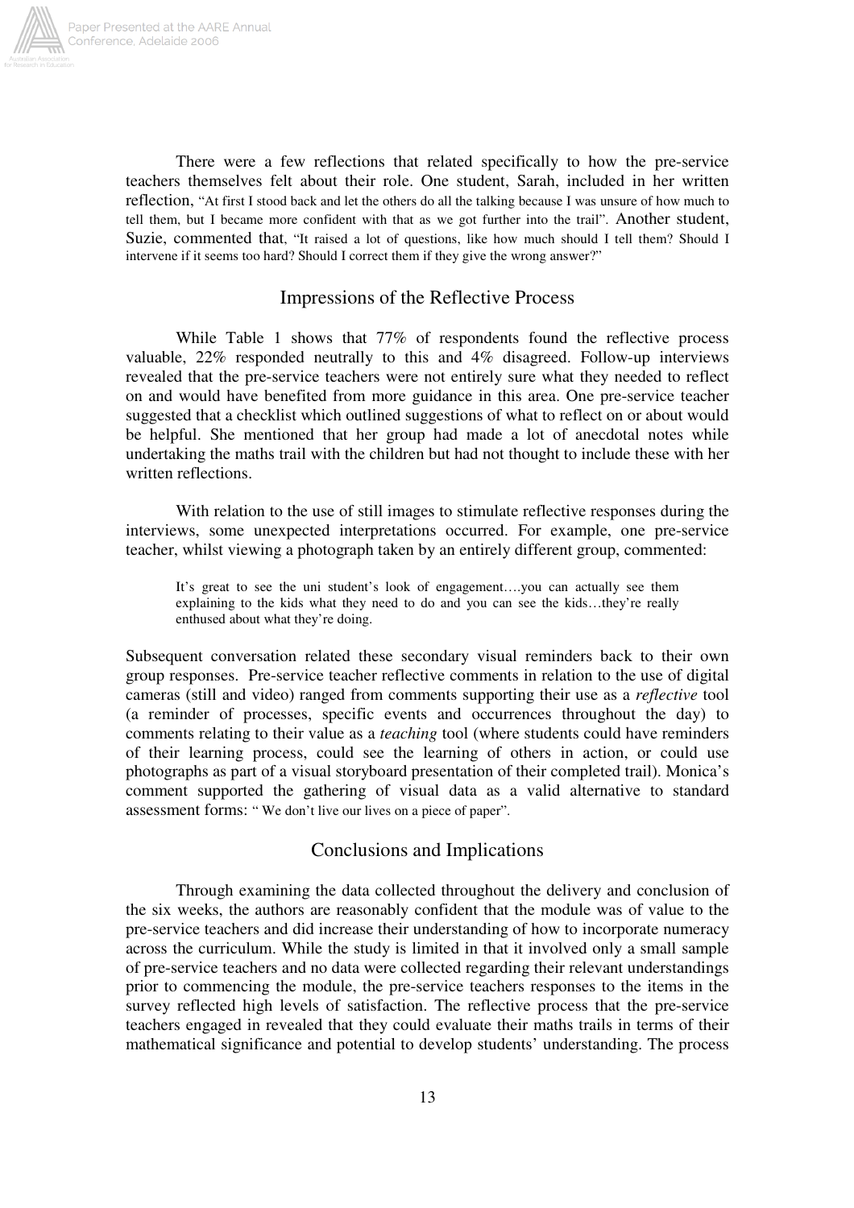There were a few reflections that related specifically to how the pre-service teachers themselves felt about their role. One student, Sarah, included in her written reflection, "At first I stood back and let the others do all the talking because I was unsure of how much to tell them, but I became more confident with that as we got further into the trail". Another student, Suzie, commented that, "It raised a lot of questions, like how much should I tell them? Should I intervene if it seems too hard? Should I correct them if they give the wrong answer?"

## Impressions of the Reflective Process

While Table 1 shows that 77% of respondents found the reflective process valuable, 22% responded neutrally to this and 4% disagreed. Follow-up interviews revealed that the pre-service teachers were not entirely sure what they needed to reflect on and would have benefited from more guidance in this area. One pre-service teacher suggested that a checklist which outlined suggestions of what to reflect on or about would be helpful. She mentioned that her group had made a lot of anecdotal notes while undertaking the maths trail with the children but had not thought to include these with her written reflections.

With relation to the use of still images to stimulate reflective responses during the interviews, some unexpected interpretations occurred. For example, one pre-service teacher, whilst viewing a photograph taken by an entirely different group, commented:

> It's great to see the uni student's look of engagement….you can actually see them explaining to the kids what they need to do and you can see the kids…they're really enthused about what they're doing.

Subsequent conversation related these secondary visual reminders back to their own group responses. Pre-service teacher reflective comments in relation to the use of digital cameras (still and video) ranged from comments supporting their use as a *reflective* tool (a reminder of processes, specific events and occurrences throughout the day) to comments relating to their value as a *teaching* tool (where students could have reminders of their learning process, could see the learning of others in action, or could use photographs as part of a visual storyboard presentation of their completed trail). Monica's comment supported the gathering of visual data as a valid alternative to standard assessment forms: " We don't live our lives on a piece of paper".

## Conclusions and Implications

Through examining the data collected throughout the delivery and conclusion of the six weeks, the authors are reasonably confident that the module was of value to the pre-service teachers and did increase their understanding of how to incorporate numeracy across the curriculum. While the study is limited in that it involved only a small sample of pre-service teachers and no data were collected regarding their relevant understandings prior to commencing the module, the pre-service teachers responses to the items in the survey reflected high levels of satisfaction. The reflective process that the pre-service teachers engaged in revealed that they could evaluate their maths trails in terms of their mathematical significance and potential to develop students' understanding. The process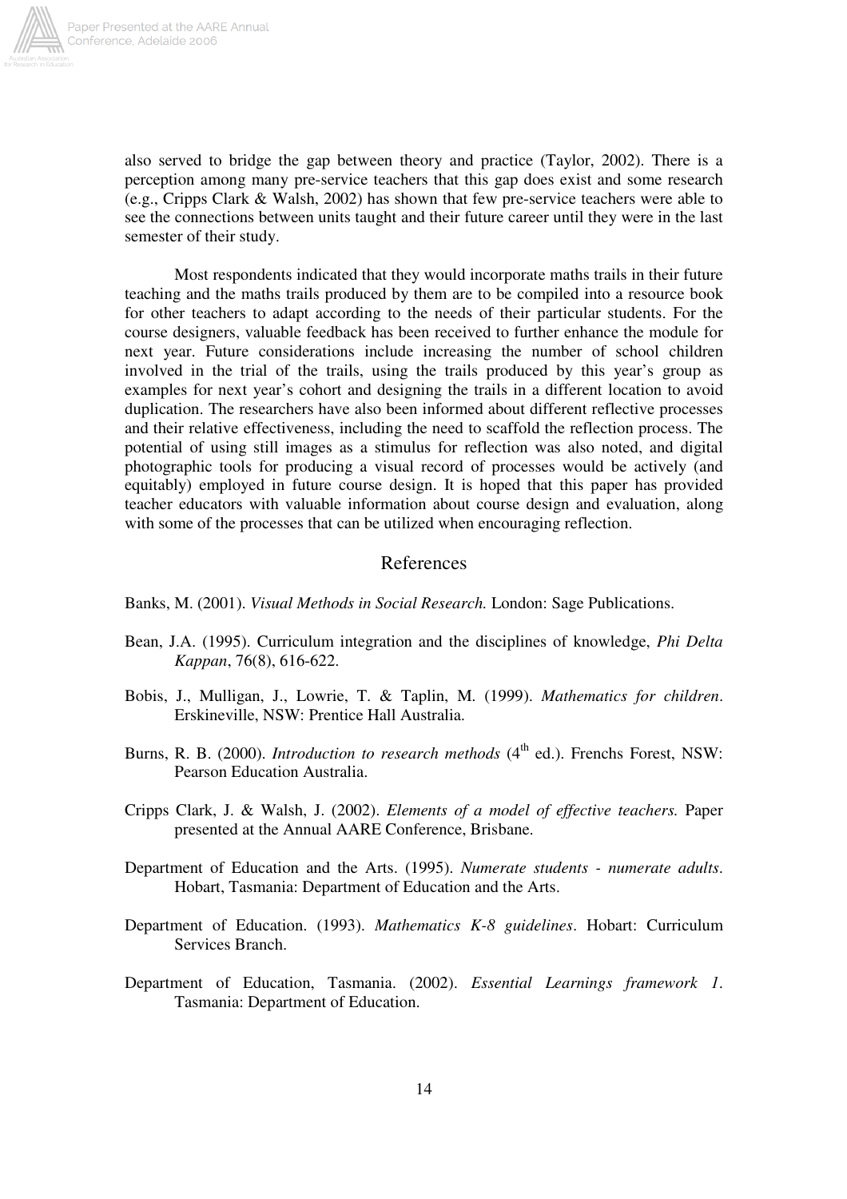also served to bridge the gap between theory and practice (Taylor, 2002). There is a perception among many pre-service teachers that this gap does exist and some research (e.g., Cripps Clark & Walsh, 2002) has shown that few pre-service teachers were able to see the connections between units taught and their future career until they were in the last semester of their study.

Most respondents indicated that they would incorporate maths trails in their future teaching and the maths trails produced by them are to be compiled into a resource book for other teachers to adapt according to the needs of their particular students. For the course designers, valuable feedback has been received to further enhance the module for next year. Future considerations include increasing the number of school children involved in the trial of the trails, using the trails produced by this year's group as examples for next year's cohort and designing the trails in a different location to avoid duplication. The researchers have also been informed about different reflective processes and their relative effectiveness, including the need to scaffold the reflection process. The potential of using still images as a stimulus for reflection was also noted, and digital photographic tools for producing a visual record of processes would be actively (and equitably) employed in future course design. It is hoped that this paper has provided teacher educators with valuable information about course design and evaluation, along with some of the processes that can be utilized when encouraging reflection.

## References

Banks, M. (2001). *Visual Methods in Social Research.* London: Sage Publications.

Bean, J.A. (1995). Curriculum integration and the disciplines of knowledge, *Phi Delta Kappan*, 76(8), 616-622.

Bobis, J., Mulligan, J., Lowrie, T. & Taplin, M. (1999). *Mathematics for children*. Erskineville, NSW: Prentice Hall Australia.

Burns, R. B. (2000). *Introduction to research methods* (4th ed.). Frenchs Forest, NSW: Pearson Education Australia.

Cripps Clark, J. & Walsh, J. (2002). *Elements of a model of effective teachers.* Paper presented at the Annual AARE Conference, Brisbane.

Department of Education and the Arts. (1995). *Numerate students - numerate adults*. Hobart, Tasmania: Department of Education and the Arts.

Department of Education. (1993). *Mathematics K-8 guidelines*. Hobart: Curriculum Services Branch.

Department of Education, Tasmania. (2002). *Essential Learnings framework 1*. Tasmania: Department of Education.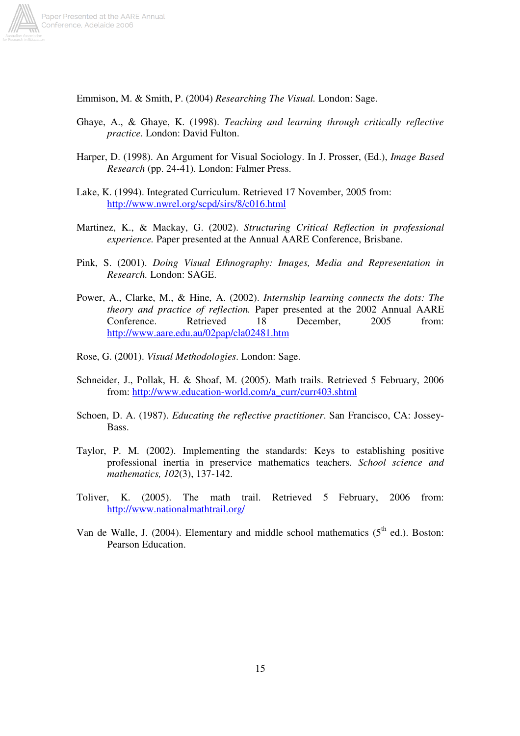Emmison, M. & Smith, P. (2004) *Researching The Visual.* London: Sage.

Ghaye, A., & Ghaye, K. (1998). *Teaching and learning through critically reflective practice*. London: David Fulton.

Harper, D. (1998). An Argument for Visual Sociology. In J. Prosser, (Ed.), *Image Based Research* (pp. 24-41). London: Falmer Press.

Lake, K. (1994). Integrated Curriculum. Retrieved 17 November, 2005 from: http://www.nwrel.org/scpd/sirs/8/c016.html

Martinez, K., & Mackay, G. (2002). *Structuring Critical Reflection in professional experience.* Paper presented at the Annual AARE Conference, Brisbane.

Pink, S. (2001). *Doing Visual Ethnography: Images, Media and Representation in Research.* London: SAGE.

Power, A., Clarke, M., & Hine, A. (2002). *Internship learning connects the dots: The theory and practice of reflection.* Paper presented at the 2002 Annual AARE Conference. Retrieved 18 December, 2005 from: http://www.aare.edu.au/02pap/cla02481.htm

Rose, G. (2001). *Visual Methodologies*. London: Sage.

Schneider, J., Pollak, H. & Shoaf, M. (2005). Math trails. Retrieved 5 February, 2006 from: http://www.education-world.com/a_curr/curr403.shtml

Schoen, D. A. (1987). *Educating the reflective practitioner*. San Francisco, CA: Jossey-Bass.

Taylor, P. M. (2002). Implementing the standards: Keys to establishing positive professional inertia in preservice mathematics teachers. *School science and mathematics, 102*(3), 137-142.

Toliver, K. (2005). The math trail. Retrieved 5 February, 2006 from: http://www.nationalmathtrail.org/

Van de Walle, J. (2004). Elementary and middle school mathematics (5th ed.). Boston: Pearson Education.